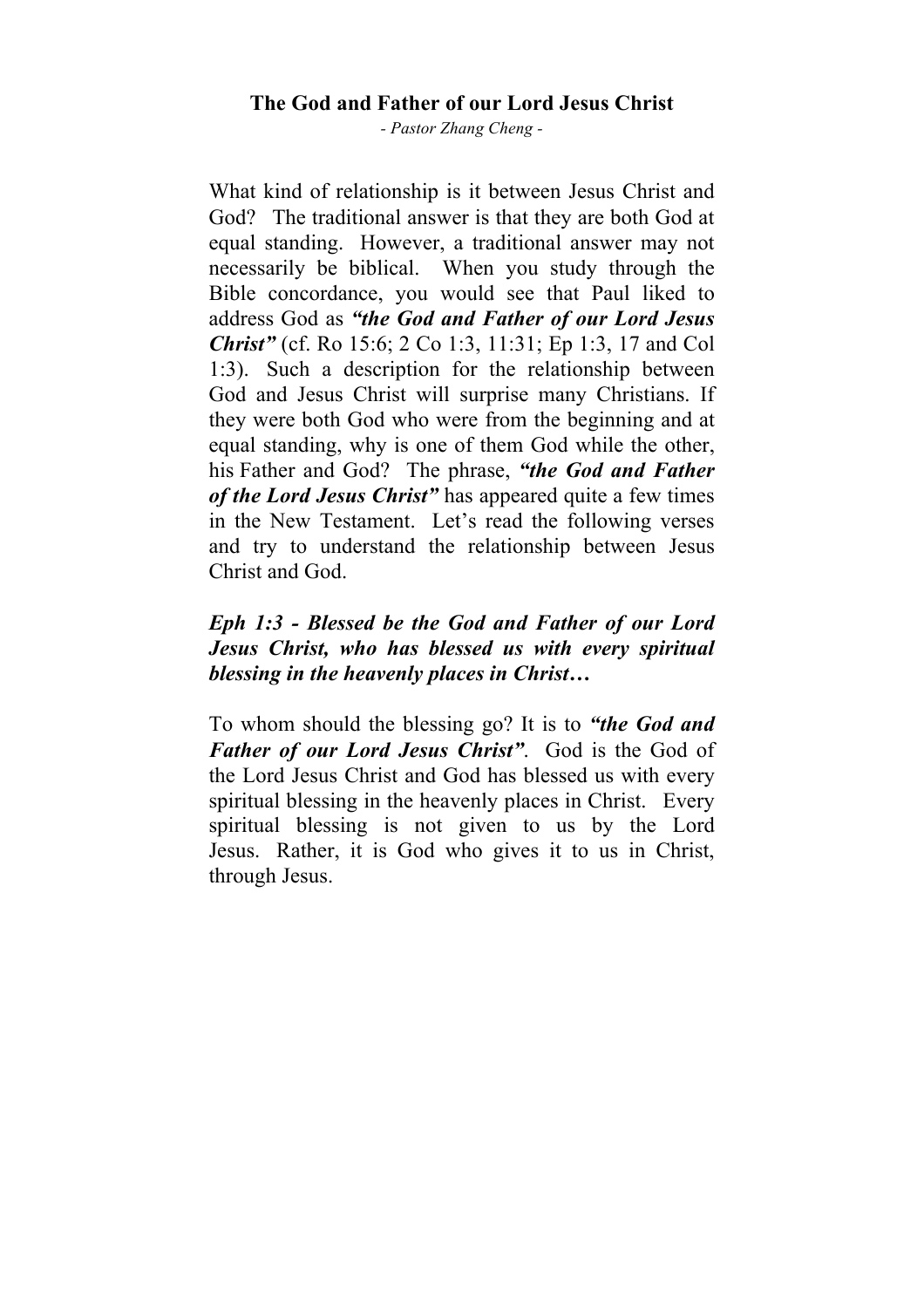# The God and Father of our Lord Jesus Christ

*- Pastor Zhang Cheng -*

What kind of relationship is it between Jesus Christ and God? The traditional answer is that they are both God at equal standing. However, a traditional answer may not necessarily be biblical. When you study through the Bible concordance, you would see that Paul liked to address God as ***"the God and Father of our Lord Jesus Christ"*** (cf. Ro 15:6; 2 Co 1:3, 11:31; Ep 1:3, 17 and Col 1:3). Such a description for the relationship between God and Jesus Christ will surprise many Christians. If they were both God who were from the beginning and at equal standing, why is one of them God while the other, his Father and God? The phrase, ***"the God and Father of the Lord Jesus Christ"*** has appeared quite a few times in the New Testament. Let's read the following verses and try to understand the relationship between Jesus Christ and God.

***Eph 1:3 - Blessed be the God and Father of our Lord Jesus Christ, who has blessed us with every spiritual blessing in the heavenly places in Christ…***

To whom should the blessing go? It is to ***"the God and Father of our Lord Jesus Christ"***. God is the God of the Lord Jesus Christ and God has blessed us with every spiritual blessing in the heavenly places in Christ. Every spiritual blessing is not given to us by the Lord Jesus. Rather, it is God who gives it to us in Christ, through Jesus.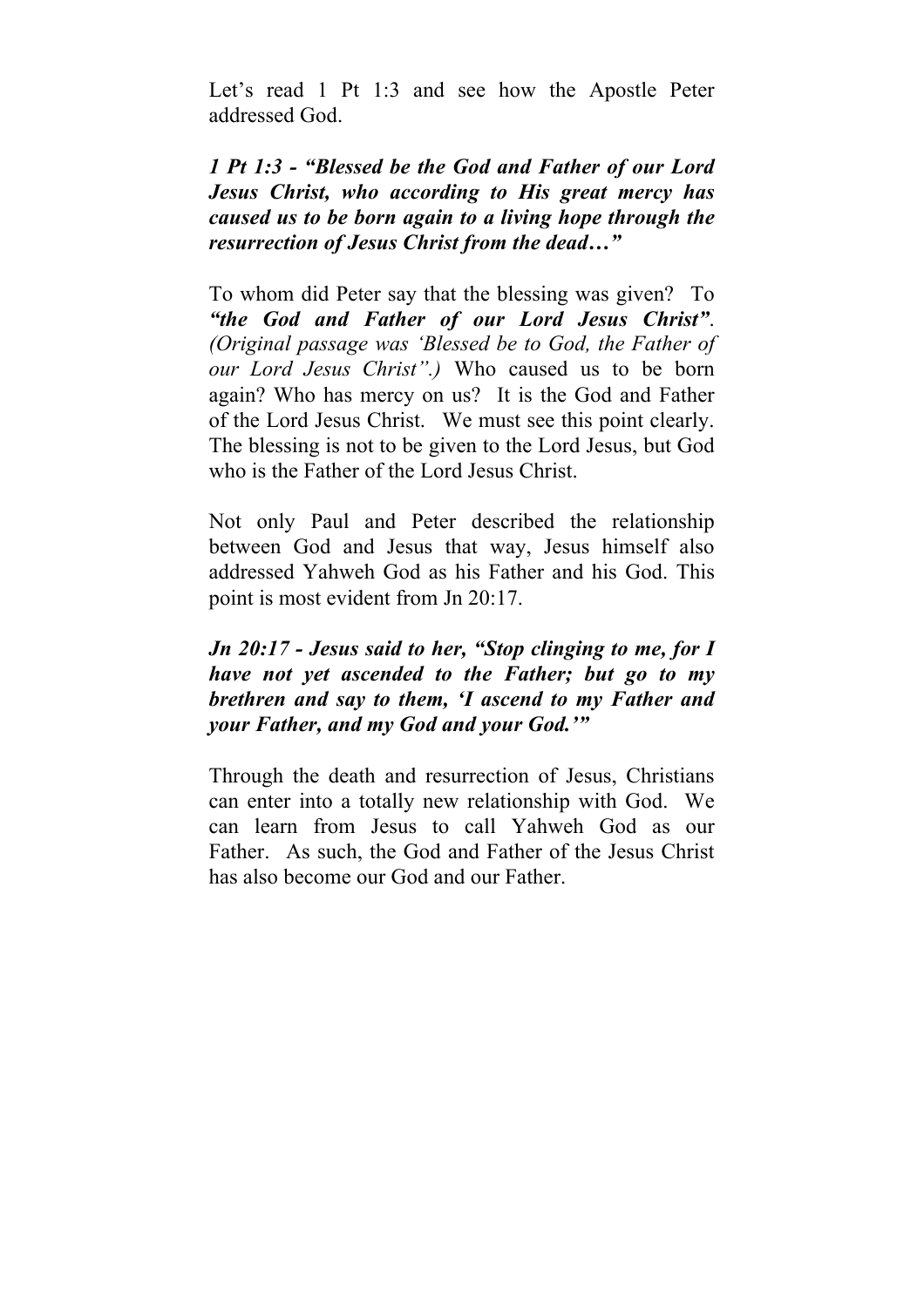Let's read 1 Pt 1:3 and see how the Apostle Peter addressed God.

***1 Pt 1:3 - "Blessed be the God and Father of our Lord Jesus Christ, who according to His great mercy has caused us to be born again to a living hope through the resurrection of Jesus Christ from the dead…"***

To whom did Peter say that the blessing was given? To ***"the God and Father of our Lord Jesus Christ"***. *(Original passage was 'Blessed be to God, the Father of our Lord Jesus Christ".)* Who caused us to be born again? Who has mercy on us? It is the God and Father of the Lord Jesus Christ. We must see this point clearly. The blessing is not to be given to the Lord Jesus, but God who is the Father of the Lord Jesus Christ.

Not only Paul and Peter described the relationship between God and Jesus that way, Jesus himself also addressed Yahweh God as his Father and his God. This point is most evident from Jn 20:17.

***Jn 20:17 - Jesus said to her, "Stop clinging to me, for I have not yet ascended to the Father; but go to my brethren and say to them, 'I ascend to my Father and your Father, and my God and your God.'"***

Through the death and resurrection of Jesus, Christians can enter into a totally new relationship with God. We can learn from Jesus to call Yahweh God as our Father. As such, the God and Father of the Jesus Christ has also become our God and our Father.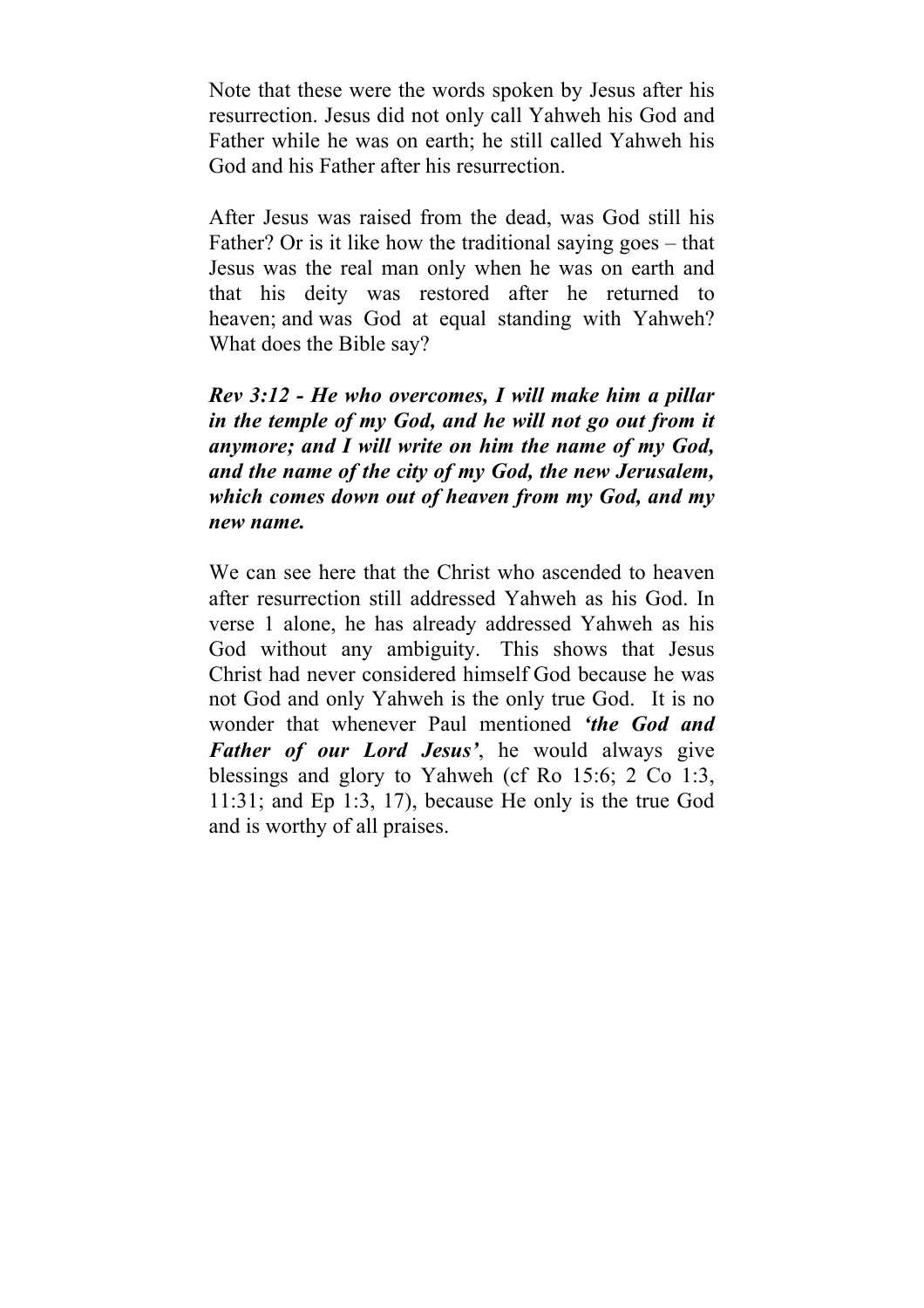Note that these were the words spoken by Jesus after his resurrection. Jesus did not only call Yahweh his God and Father while he was on earth; he still called Yahweh his God and his Father after his resurrection.

After Jesus was raised from the dead, was God still his Father? Or is it like how the traditional saying goes – that Jesus was the real man only when he was on earth and that his deity was restored after he returned to heaven; and was God at equal standing with Yahweh? What does the Bible say?

***Rev 3:12 - He who overcomes, I will make him a pillar in the temple of my God, and he will not go out from it anymore; and I will write on him the name of my God, and the name of the city of my God, the new Jerusalem, which comes down out of heaven from my God, and my new name.***

We can see here that the Christ who ascended to heaven after resurrection still addressed Yahweh as his God. In verse 1 alone, he has already addressed Yahweh as his God without any ambiguity. This shows that Jesus Christ had never considered himself God because he was not God and only Yahweh is the only true God. It is no wonder that whenever Paul mentioned ***'the God and Father of our Lord Jesus'***, he would always give blessings and glory to Yahweh (cf Ro 15:6; 2 Co 1:3, 11:31; and Ep 1:3, 17), because He only is the true God and is worthy of all praises.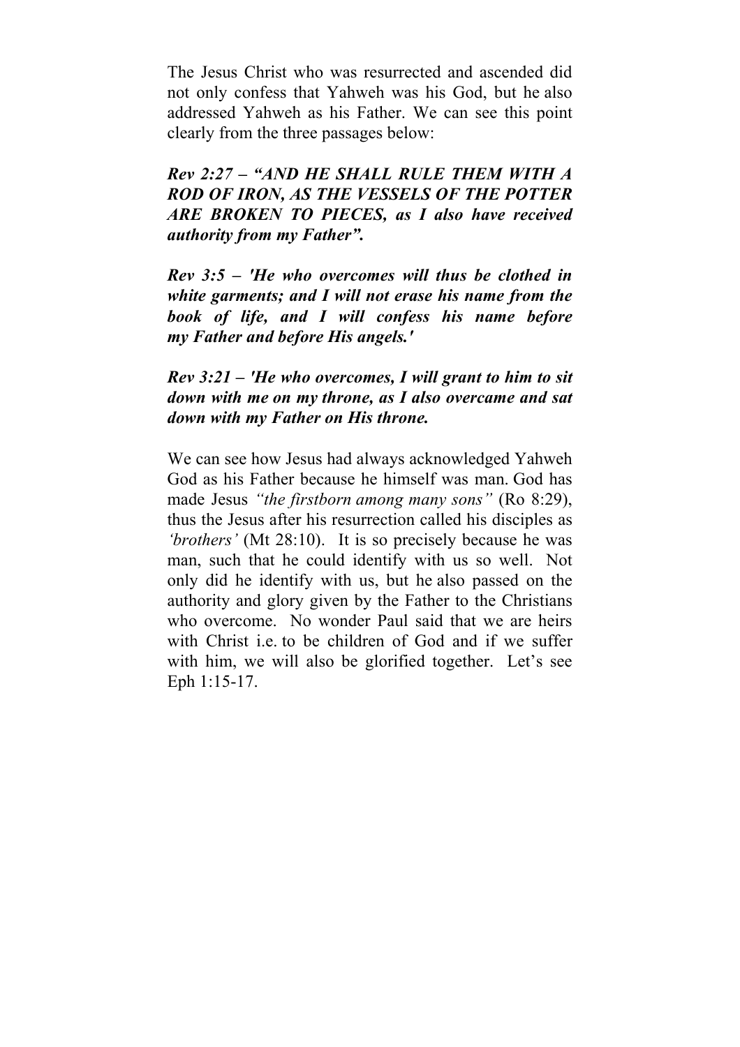The Jesus Christ who was resurrected and ascended did not only confess that Yahweh was his God, but he also addressed Yahweh as his Father. We can see this point clearly from the three passages below:

***Rev 2:27 – "AND HE SHALL RULE THEM WITH A ROD OF IRON, AS THE VESSELS OF THE POTTER ARE BROKEN TO PIECES, as I also have received authority from my Father".***

***Rev 3:5 – 'He who overcomes will thus be clothed in white garments; and I will not erase his name from the book of life, and I will confess his name before my Father and before His angels.'***

***Rev 3:21 – 'He who overcomes, I will grant to him to sit down with me on my throne, as I also overcame and sat down with my Father on His throne.***

We can see how Jesus had always acknowledged Yahweh God as his Father because he himself was man. God has made Jesus *"the firstborn among many sons"* (Ro 8:29), thus the Jesus after his resurrection called his disciples as *'brothers'* (Mt 28:10). It is so precisely because he was man, such that he could identify with us so well. Not only did he identify with us, but he also passed on the authority and glory given by the Father to the Christians who overcome. No wonder Paul said that we are heirs with Christ i.e. to be children of God and if we suffer with him, we will also be glorified together. Let's see Eph 1:15-17.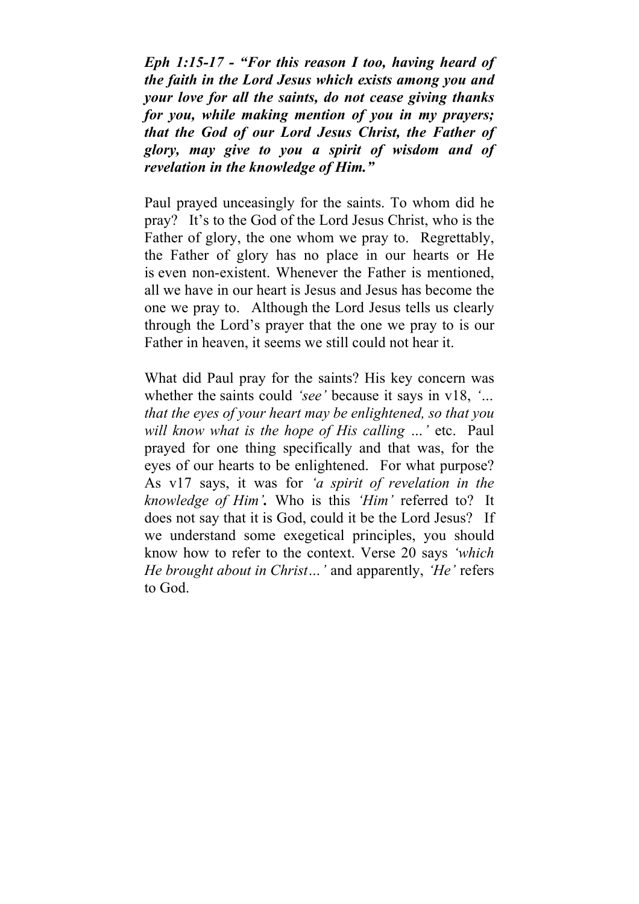***Eph 1:15-17 - "For this reason I too, having heard of the faith in the Lord Jesus which exists among you and your love for all the saints, do not cease giving thanks for you, while making mention of you in my prayers; that the God of our Lord Jesus Christ, the Father of glory, may give to you a spirit of wisdom and of revelation in the knowledge of Him."***

Paul prayed unceasingly for the saints. To whom did he pray? It's to the God of the Lord Jesus Christ, who is the Father of glory, the one whom we pray to. Regrettably, the Father of glory has no place in our hearts or He is even non-existent. Whenever the Father is mentioned, all we have in our heart is Jesus and Jesus has become the one we pray to. Although the Lord Jesus tells us clearly through the Lord's prayer that the one we pray to is our Father in heaven, it seems we still could not hear it.

What did Paul pray for the saints? His key concern was whether the saints could *'see'* because it says in v18, *'... that the eyes of your heart may be enlightened, so that you will know what is the hope of His calling ...'* etc. Paul prayed for one thing specifically and that was, for the eyes of our hearts to be enlightened. For what purpose? As v17 says, it was for *'a spirit of revelation in the knowledge of Him'*. Who is this *'Him'* referred to? It does not say that it is God, could it be the Lord Jesus? If we understand some exegetical principles, you should know how to refer to the context. Verse 20 says *'which He brought about in Christ…'* and apparently, *'He'* refers to God.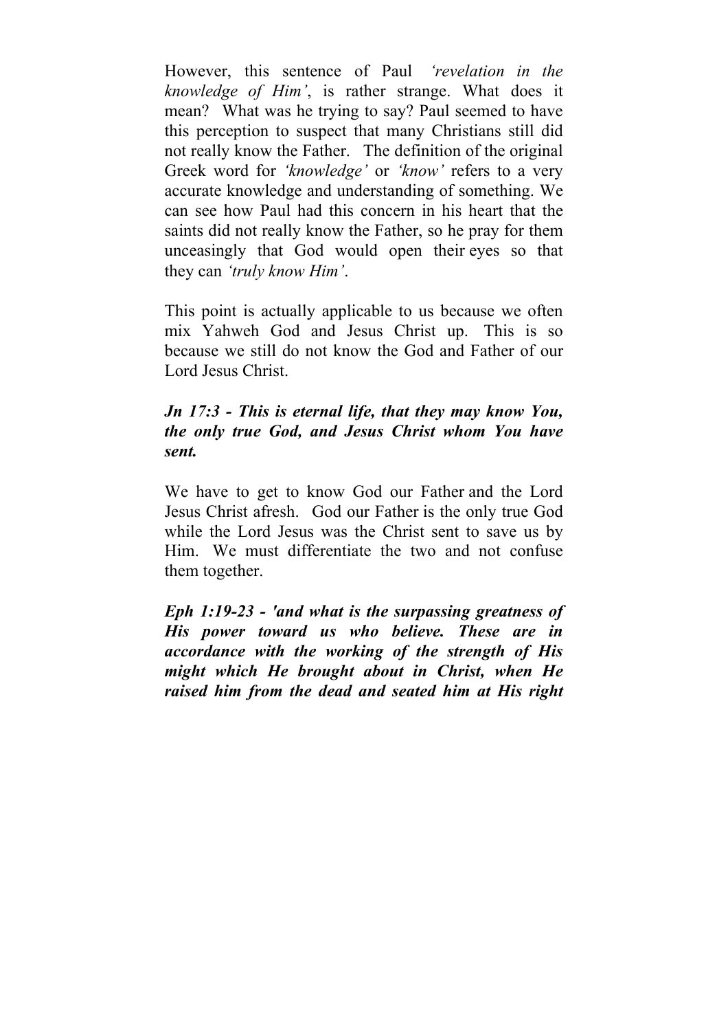However, this sentence of Paul *'revelation in the knowledge of Him'*, is rather strange. What does it mean? What was he trying to say? Paul seemed to have this perception to suspect that many Christians still did not really know the Father. The definition of the original Greek word for *'knowledge'* or *'know'* refers to a very accurate knowledge and understanding of something. We can see how Paul had this concern in his heart that the saints did not really know the Father, so he pray for them unceasingly that God would open their eyes so that they can *'truly know Him'*.

This point is actually applicable to us because we often mix Yahweh God and Jesus Christ up. This is so because we still do not know the God and Father of our Lord Jesus Christ.

***Jn 17:3 - This is eternal life, that they may know You, the only true God, and Jesus Christ whom You have sent.***

We have to get to know God our Father and the Lord Jesus Christ afresh. God our Father is the only true God while the Lord Jesus was the Christ sent to save us by Him. We must differentiate the two and not confuse them together.

***Eph 1:19-23 - 'and what is the surpassing greatness of His power toward us who believe. These are in accordance with the working of the strength of His might which He brought about in Christ, when He raised him from the dead and seated him at His right***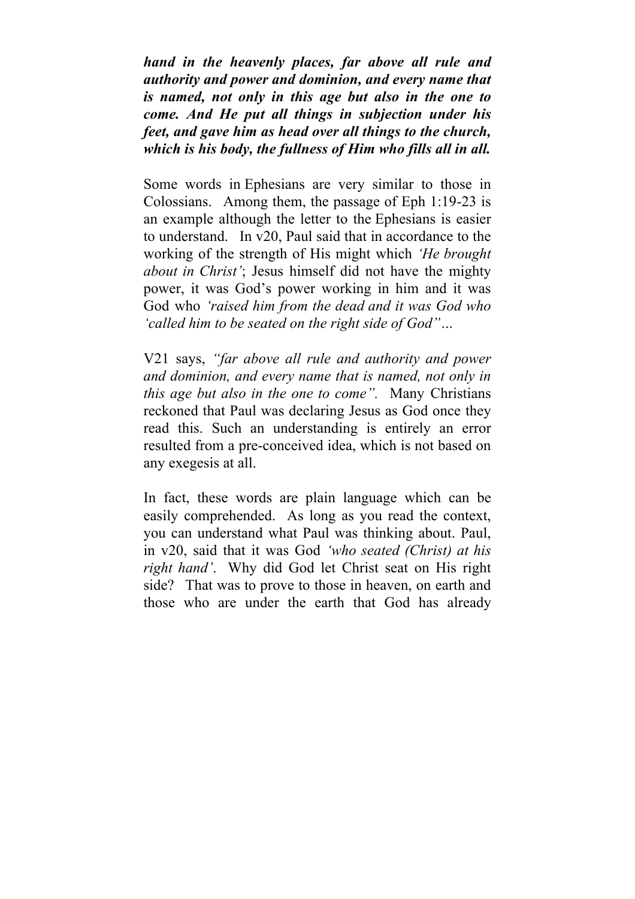***hand in the heavenly places, far above all rule and authority and power and dominion, and every name that is named, not only in this age but also in the one to come. And He put all things in subjection under his feet, and gave him as head over all things to the church, which is his body, the fullness of Him who fills all in all.***

Some words in Ephesians are very similar to those in Colossians. Among them, the passage of Eph 1:19-23 is an example although the letter to the Ephesians is easier to understand. In v20, Paul said that in accordance to the working of the strength of His might which *'He brought about in Christ'*; Jesus himself did not have the mighty power, it was God's power working in him and it was God who *'raised him from the dead and it was God who 'called him to be seated on the right side of God"…*

V21 says, *"far above all rule and authority and power and dominion, and every name that is named, not only in this age but also in the one to come".* Many Christians reckoned that Paul was declaring Jesus as God once they read this. Such an understanding is entirely an error resulted from a pre-conceived idea, which is not based on any exegesis at all.

In fact, these words are plain language which can be easily comprehended. As long as you read the context, you can understand what Paul was thinking about. Paul, in v20, said that it was God *'who seated (Christ) at his right hand'*. Why did God let Christ seat on His right side? That was to prove to those in heaven, on earth and those who are under the earth that God has already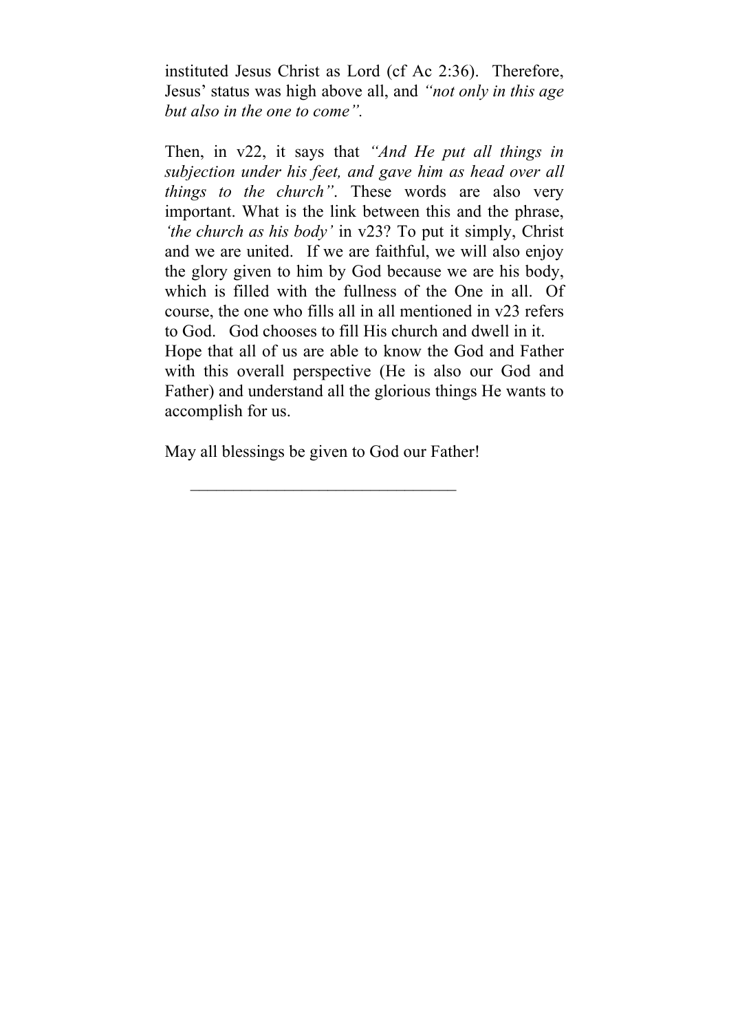instituted Jesus Christ as Lord (cf Ac 2:36). Therefore, Jesus' status was high above all, and *"not only in this age but also in the one to come"*.

Then, in v22, it says that *"And He put all things in subjection under his feet, and gave him as head over all things to the church"*. These words are also very important. What is the link between this and the phrase, *'the church as his body'* in v23? To put it simply, Christ and we are united. If we are faithful, we will also enjoy the glory given to him by God because we are his body, which is filled with the fullness of the One in all. Of course, the one who fills all in all mentioned in v23 refers to God. God chooses to fill His church and dwell in it. Hope that all of us are able to know the God and Father with this overall perspective (He is also our God and Father) and understand all the glorious things He wants to accomplish for us.

May all blessings be given to God our Father!

---